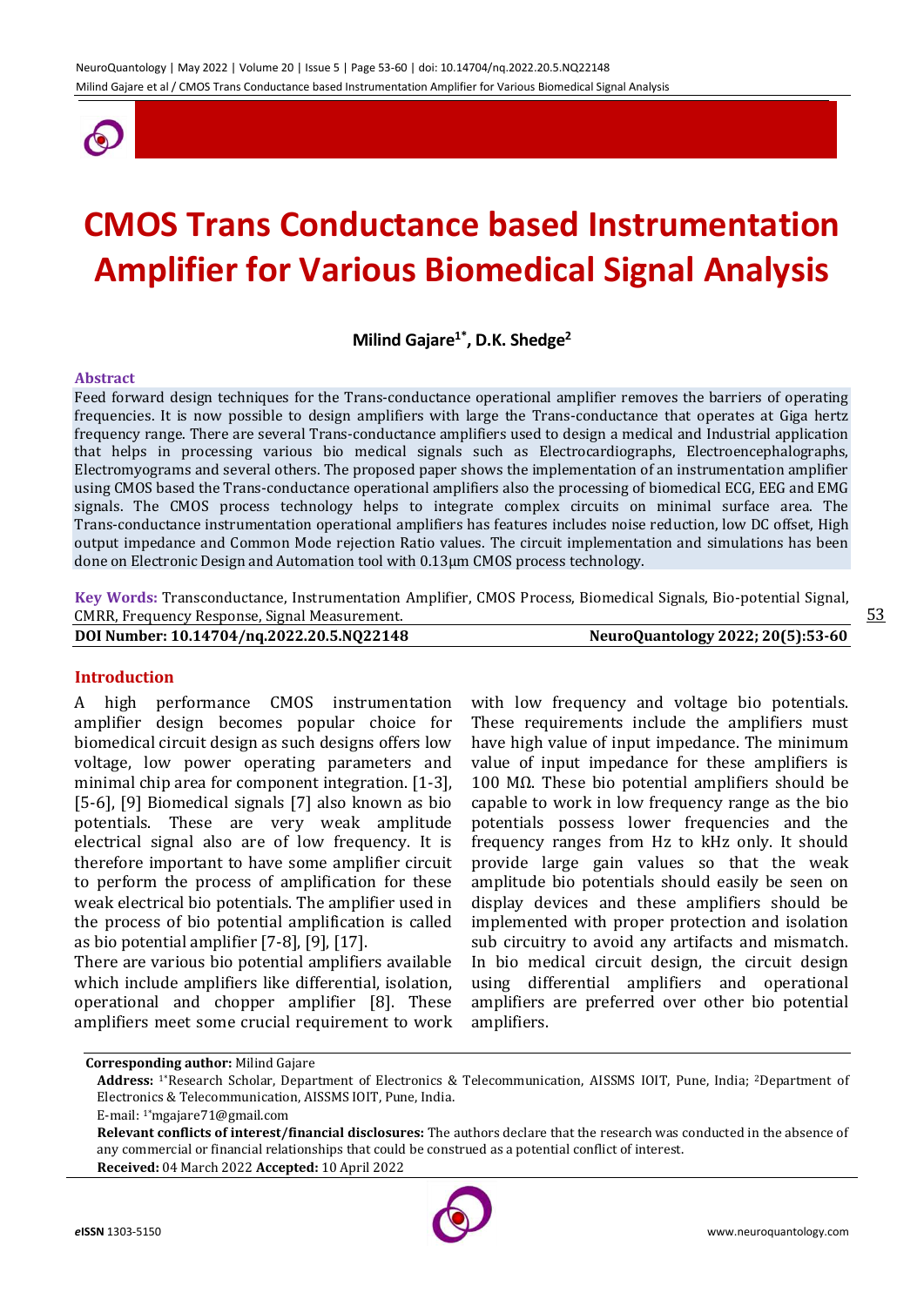# CMOS Trans Conductance based Instrumentation Amplifier for Various Biomedical Signal Analysis

**Milind Gajare[1*], D.K. Shedge[2]**

### Abstract

Feed forward design techniques for the Trans-conductance operational amplifier removes the barriers of operating frequencies. It is now possible to design amplifiers with large the Trans-conductance that operates at Giga hertz frequency range. There are several Trans-conductance amplifiers used to design a medical and Industrial application that helps in processing various bio medical signals such as Electrocardiographs, Electroencephalographs, Electromyograms and several others. The proposed paper shows the implementation of an instrumentation amplifier using CMOS based the Trans-conductance operational amplifiers also the processing of biomedical ECG, EEG and EMG signals. The CMOS process technology helps to integrate complex circuits on minimal surface area. The Trans-conductance instrumentation operational amplifiers has features includes noise reduction, low DC offset, High output impedance and Common Mode rejection Ratio values. The circuit implementation and simulations has been done on Electronic Design and Automation tool with 0.13µm CMOS process technology.

**Key Words:** Transconductance, Instrumentation Amplifier, CMOS Process, Biomedical Signals, Bio-potential Signal, CMRR, Frequency Response, Signal Measurement.

**DOI Number: 10.14704/nq.2022.20.5.NQ22148** **NeuroQuantology 2022; 20(5):53-60**

## Introduction

A high performance CMOS instrumentation amplifier design becomes popular choice for biomedical circuit design as such designs offers low voltage, low power operating parameters and minimal chip area for component integration. [1-3], [5-6], [9] Biomedical signals [7] also known as bio potentials. These are very weak amplitude electrical signal also are of low frequency. It is therefore important to have some amplifier circuit to perform the process of amplification for these weak electrical bio potentials. The amplifier used in the process of bio potential amplification is called as bio potential amplifier [7-8], [9], [17].

There are various bio potential amplifiers available which include amplifiers like differential, isolation, operational and chopper amplifier [8]. These amplifiers meet some crucial requirement to work with low frequency and voltage bio potentials. These requirements include the amplifiers must have high value of input impedance. The minimum value of input impedance for these amplifiers is 100 MΩ. These bio potential amplifiers should be capable to work in low frequency range as the bio potentials possess lower frequencies and the frequency ranges from Hz to kHz only. It should provide large gain values so that the weak amplitude bio potentials should easily be seen on display devices and these amplifiers should be implemented with proper protection and isolation sub circuitry to avoid any artifacts and mismatch. In bio medical circuit design, the circuit design using differential amplifiers and operational amplifiers are preferred over other bio potential amplifiers.

**Corresponding author:** Milind Gajare

**Address:** [1*]Research Scholar, Department of Electronics & Telecommunication, AISSMS IOIT, Pune, India; [2]Department of Electronics & Telecommunication, AISSMS IOIT, Pune, India.

E-mail: [1*]mgajare71@gmail.com

**Relevant conflicts of interest/financial disclosures:** The authors declare that the research was conducted in the absence of any commercial or financial relationships that could be construed as a potential conflict of interest.

**Received:** 04 March 2022 **Accepted:** 10 April 2022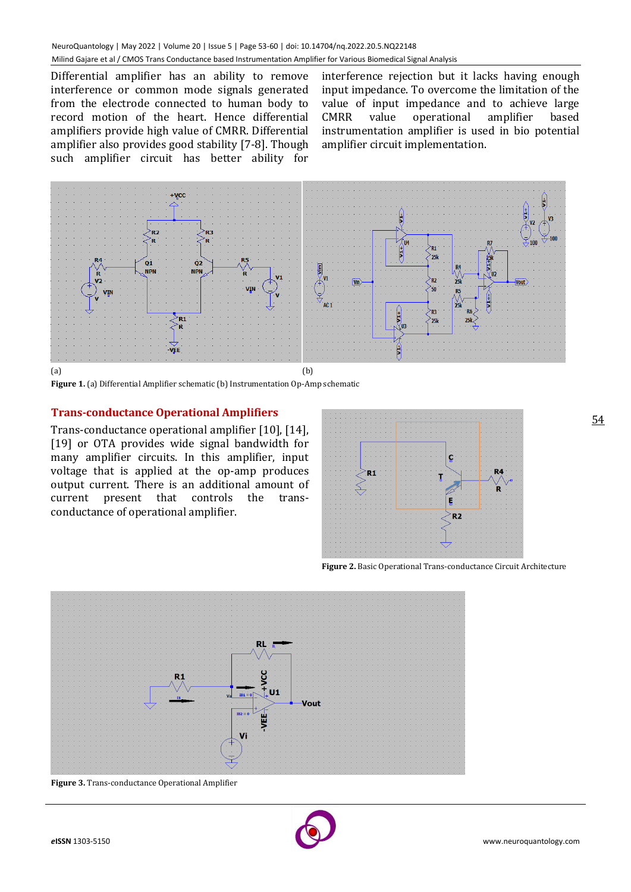Differential amplifier has an ability to remove interference or common mode signals generated from the electrode connected to human body to record motion of the heart. Hence differential amplifiers provide high value of CMRR. Differential amplifier also provides good stability [7-8]. Though such amplifier circuit has better ability for interference rejection but it lacks having enough input impedance. To overcome the limitation of the value of input impedance and to achieve large CMRR value operational amplifier based instrumentation amplifier is used in bio potential amplifier circuit implementation.

**Figure 1.** (a) Differential Amplifier schematic (b) Instrumentation Op-Amp schematic

## Trans-conductance Operational Amplifiers

Trans-conductance operational amplifier [10], [14], [19] or OTA provides wide signal bandwidth for many amplifier circuits. In this amplifier, input voltage that is applied at the op-amp produces output current. There is an additional amount of current present that controls the trans-conductance of operational amplifier.

**Figure 2.** Basic Operational Trans-conductance Circuit Architecture

**Figure 3.** Trans-conductance Operational Amplifier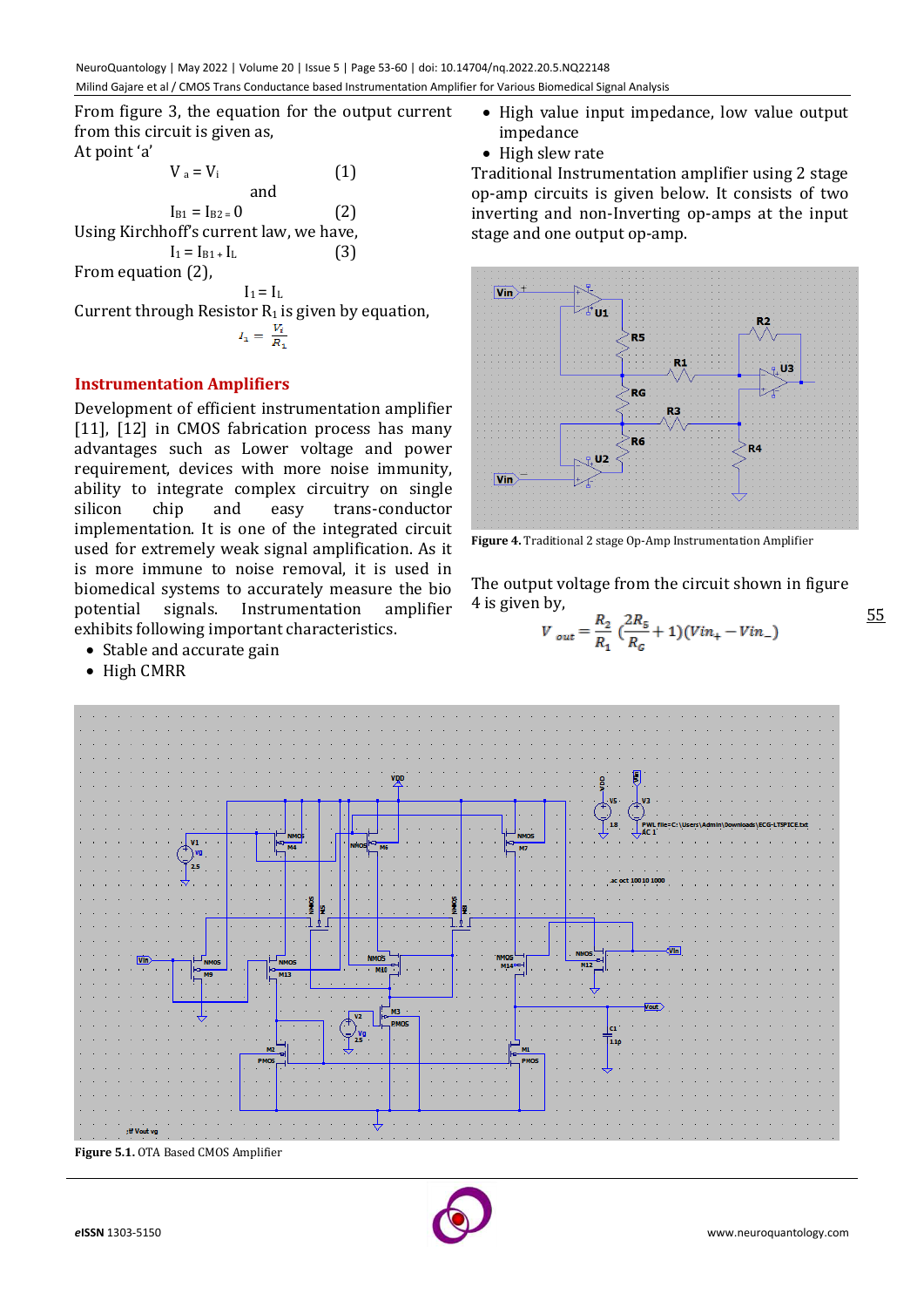From figure 3, the equation for the output current from this circuit is given as,

At point 'a'

$$V_a = V_i \quad (1)$$

and

$$I_{B1} = I_{B2} = 0 \quad (2)$$

Using Kirchhoff's current law, we have,

$$I_1 = I_{B1} + I_L \quad (3)$$

From equation (2),

$$I_1 = I_L$$

Current through Resistor $R_1$ is given by equation,

$$I_1 = \frac{V_i}{R_1}$$

## Instrumentation Amplifiers

Development of efficient instrumentation amplifier [11], [12] in CMOS fabrication process has many advantages such as Lower voltage and power requirement, devices with more noise immunity, ability to integrate complex circuitry on single silicon chip and easy trans-conductor implementation. It is one of the integrated circuit used for extremely weak signal amplification. As it is more immune to noise removal, it is used in biomedical systems to accurately measure the bio potential signals. Instrumentation amplifier exhibits following important characteristics.

- Stable and accurate gain
- High CMRR
- High value input impedance, low value output impedance
- High slew rate

Traditional Instrumentation amplifier using 2 stage op-amp circuits is given below. It consists of two inverting and non-Inverting op-amps at the input stage and one output op-amp.

**Figure 4.** Traditional 2 stage Op-Amp Instrumentation Amplifier

The output voltage from the circuit shown in figure 4 is given by,

$$V_{out} = \frac{R_2}{R_1}\left(\frac{2R_5}{R_G} + 1\right)(Vin_+ - Vin_-)$$

**Figure 5.1.** OTA Based CMOS Amplifier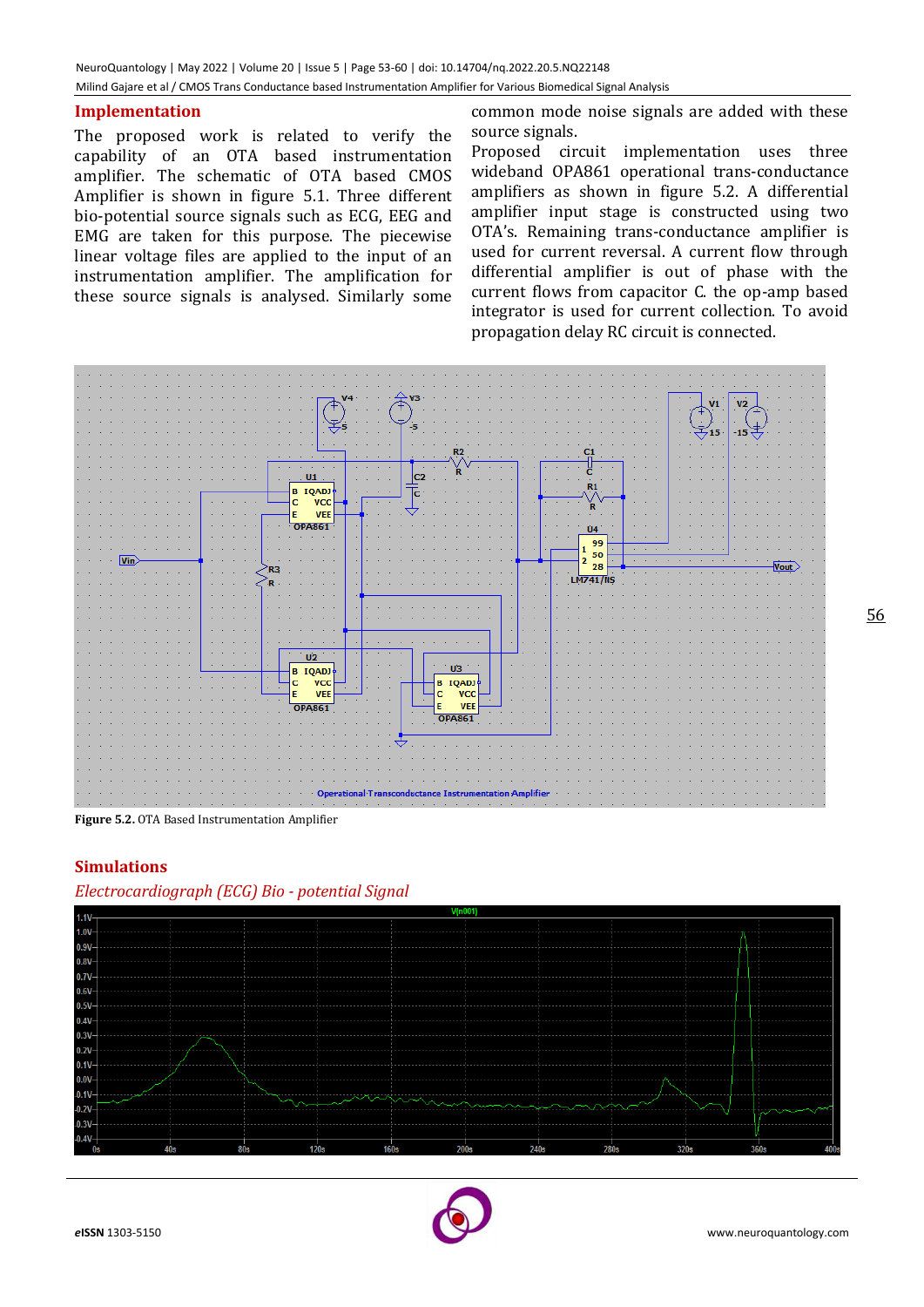## Implementation

The proposed work is related to verify the capability of an OTA based instrumentation amplifier. The schematic of OTA based CMOS Amplifier is shown in figure 5.1. Three different bio-potential source signals such as ECG, EEG and EMG are taken for this purpose. The piecewise linear voltage files are applied to the input of an instrumentation amplifier. The amplification for these source signals is analysed. Similarly some common mode noise signals are added with these source signals.

Proposed circuit implementation uses three wideband OPA861 operational trans-conductance amplifiers as shown in figure 5.2. A differential amplifier input stage is constructed using two OTA's. Remaining trans-conductance amplifier is used for current reversal. A current flow through differential amplifier is out of phase with the current flows from capacitor C. the op-amp based integrator is used for current collection. To avoid propagation delay RC circuit is connected.

**Figure 5.2.** OTA Based Instrumentation Amplifier

## Simulations

*Electrocardiograph (ECG) Bio - potential Signal*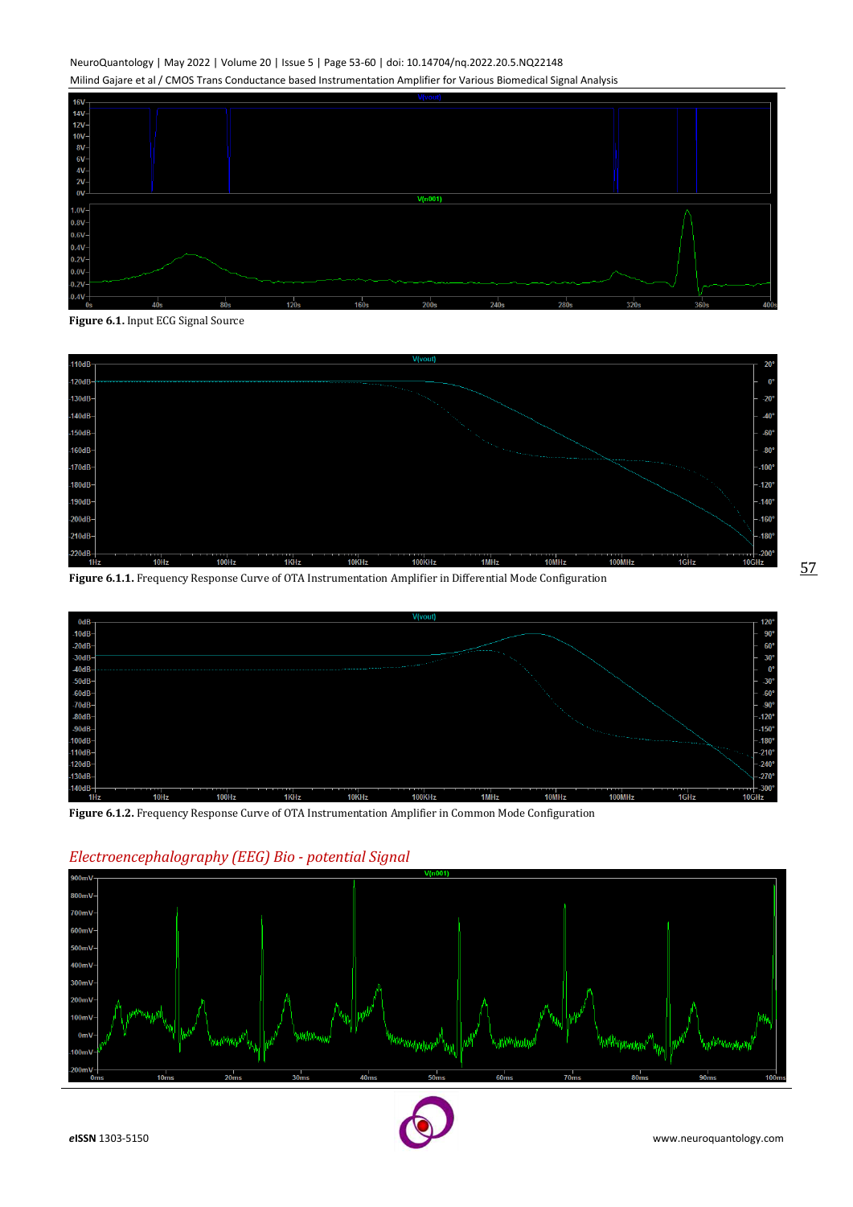**Figure 6.1.** Input ECG Signal Source

**Figure 6.1.1.** Frequency Response Curve of OTA Instrumentation Amplifier in Differential Mode Configuration

**Figure 6.1.2.** Frequency Response Curve of OTA Instrumentation Amplifier in Common Mode Configuration

## *Electroencephalography (EEG) Bio - potential Signal*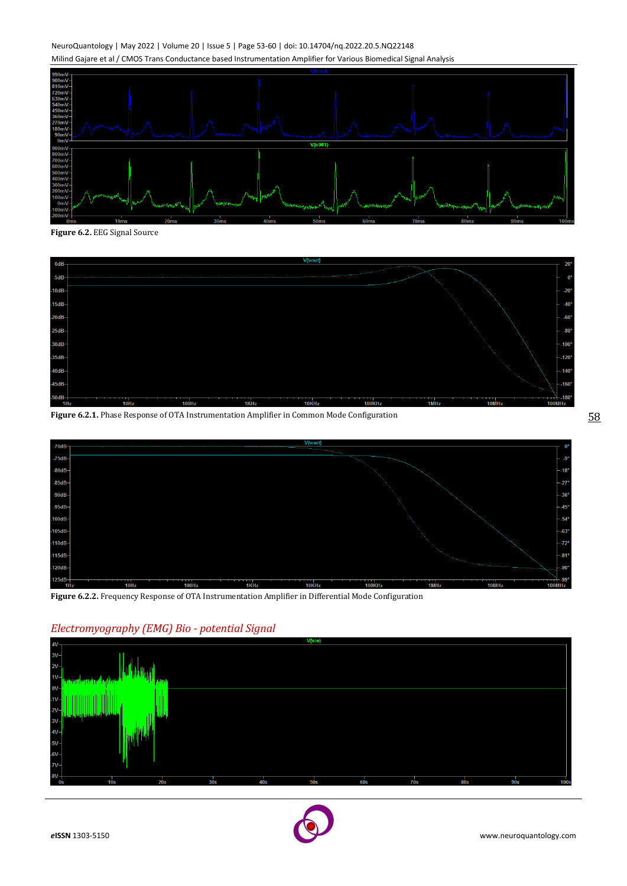**Figure 6.2.** EEG Signal Source

**Figure 6.2.1.** Phase Response of OTA Instrumentation Amplifier in Common Mode Configuration

**Figure 6.2.2.** Frequency Response of OTA Instrumentation Amplifier in Differential Mode Configuration

## *Electromyography (EMG) Bio - potential Signal*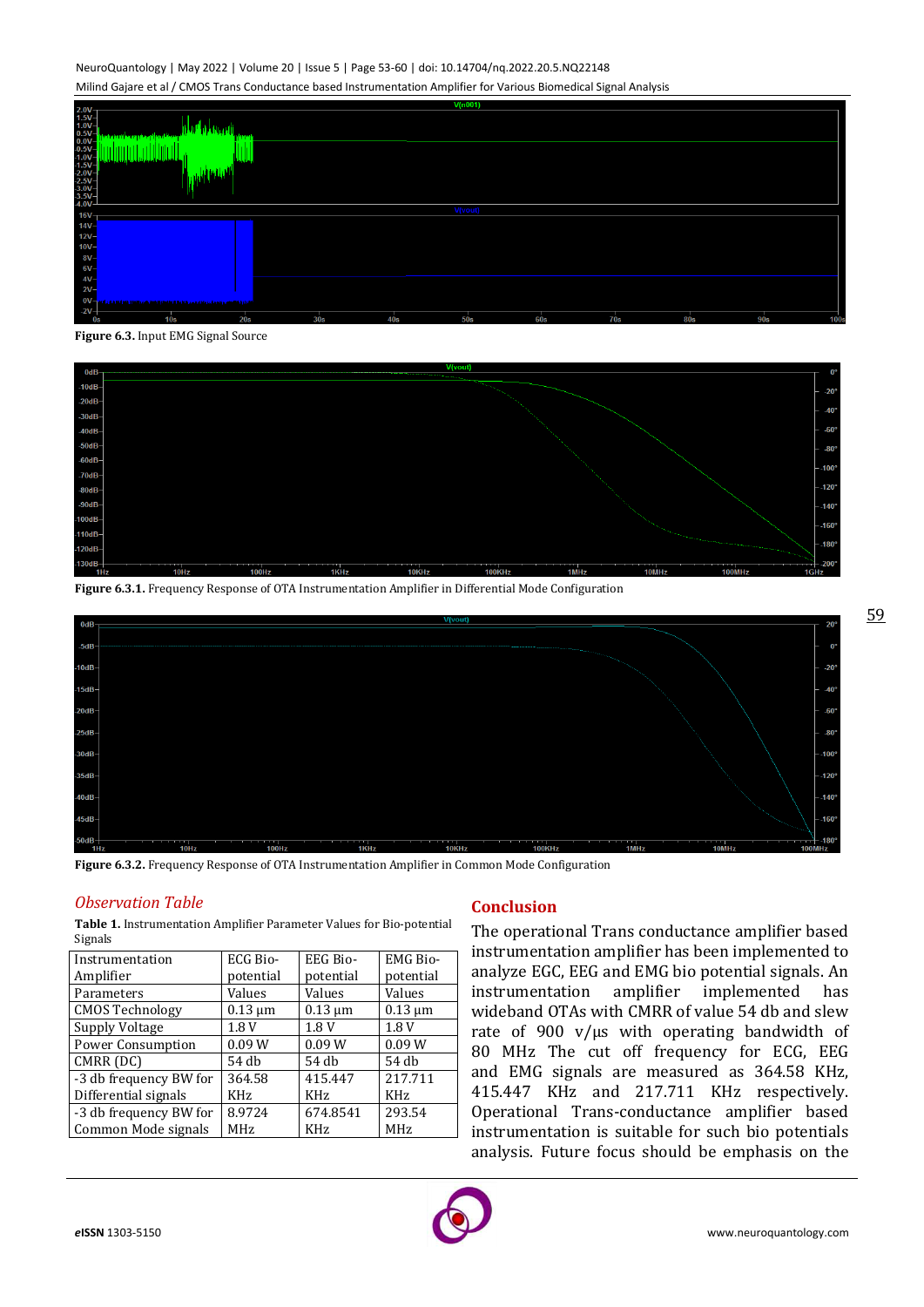Figure 6.3. Input EMG Signal Source

Figure 6.3.1. Frequency Response of OTA Instrumentation Amplifier in Differential Mode Configuration

Figure 6.3.2. Frequency Response of OTA Instrumentation Amplifier in Common Mode Configuration

## *Observation Table*

**Table 1.** Instrumentation Amplifier Parameter Values for Bio-potential Signals

| Instrumentation Amplifier Parameters | ECG Bio-potential Values | EEG Bio-potential Values | EMG Bio-potential Values |
|---|---|---|---|
| CMOS Technology | 0.13 µm | 0.13 µm | 0.13 µm |
| Supply Voltage | 1.8 V | 1.8 V | 1.8 V |
| Power Consumption | 0.09 W | 0.09 W | 0.09 W |
| CMRR (DC) | 54 db | 54 db | 54 db |
| -3 db frequency BW for Differential signals | 364.58 KHz | 415.447 KHz | 217.711 KHz |
| -3 db frequency BW for Common Mode signals | 8.9724 MHz | 674.8541 KHz | 293.54 MHz |

## Conclusion

The operational Trans conductance amplifier based instrumentation amplifier has been implemented to analyze EGC, EEG and EMG bio potential signals. An instrumentation amplifier implemented has wideband OTAs with CMRR of value 54 db and slew rate of 900 v/µs with operating bandwidth of 80 MHz The cut off frequency for ECG, EEG and EMG signals are measured as 364.58 KHz, 415.447 KHz and 217.711 KHz respectively. Operational Trans-conductance amplifier based instrumentation is suitable for such bio potentials analysis. Future focus should be emphasis on the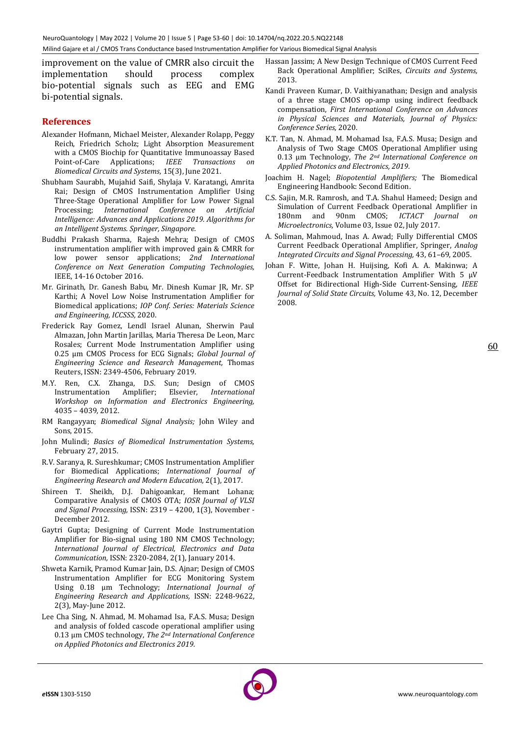improvement on the value of CMRR also circuit the implementation should process complex bio-potential signals such as EEG and EMG bi-potential signals.

## References

- Alexander Hofmann, Michael Meister, Alexander Rolapp, Peggy Reich, Friedrich Scholz; Light Absorption Measurement with a CMOS Biochip for Quantitative Immunoassay Based Point-of-Care Applications; *IEEE Transactions on Biomedical Circuits and Systems,* 15(3), June 2021.
- Shubham Saurabh, Mujahid Saifi, Shylaja V. Karatangi, Amrita Rai; Design of CMOS Instrumentation Amplifier Using Three-Stage Operational Amplifier for Low Power Signal Processing; *International Conference on Artificial Intelligence: Advances and Applications 2019. Algorithms for an Intelligent Systems. Springer, Singapore.*
- Buddhi Prakash Sharma, Rajesh Mehra; Design of CMOS instrumentation amplifier with improved gain & CMRR for low power sensor applications; *2nd International Conference on Next Generation Computing Technologies,* IEEE, 14-16 October 2016.
- Mr. Girinath, Dr. Ganesh Babu, Mr. Dinesh Kumar JR, Mr. SP Karthi; A Novel Low Noise Instrumentation Amplifier for Biomedical applications; *IOP Conf. Series: Materials Science and Engineering, ICCSSS,* 2020.
- Frederick Ray Gomez, Lendl Israel Alunan, Sherwin Paul Almazan, John Martin Jarillas, Maria Theresa De Leon, Marc Rosales; Current Mode Instrumentation Amplifier using 0.25 μm CMOS Process for ECG Signals; *Global Journal of Engineering Science and Research Management,* Thomas Reuters, ISSN: 2349-4506, February 2019.
- M.Y. Ren, C.X. Zhanga, D.S. Sun; Design of CMOS Instrumentation Amplifier; Elsevier, *International Workshop on Information and Electronics Engineering,* 4035 – 4039, 2012.
- RM Rangayyan; *Biomedical Signal Analysis;* John Wiley and Sons, 2015.
- John Mulindi; *Basics of Biomedical Instrumentation Systems,* February 27, 2015.
- R.V. Saranya, R. Sureshkumar; CMOS Instrumentation Amplifier for Biomedical Applications; *International Journal of Engineering Research and Modern Education,* 2(1), 2017.
- Shireen T. Sheikh, D.J. Dahigoankar, Hemant Lohana; Comparative Analysis of CMOS OTA; *IOSR Journal of VLSI and Signal Processing,* ISSN: 2319 – 4200, 1(3), November - December 2012.
- Gaytri Gupta; Designing of Current Mode Instrumentation Amplifier for Bio-signal using 180 NM CMOS Technology; *International Journal of Electrical, Electronics and Data Communication,* ISSN: 2320-2084, 2(1), January 2014.
- Shweta Karnik, Pramod Kumar Jain, D.S. Ajnar; Design of CMOS Instrumentation Amplifier for ECG Monitoring System Using 0.18 μm Technology; *International Journal of Engineering Research and Applications,* ISSN: 2248-9622, 2(3), May-June 2012.
- Lee Cha Sing, N. Ahmad, M. Mohamad Isa, F.A.S. Musa; Design and analysis of folded cascode operational amplifier using 0.13 μm CMOS technology, *The 2nd International Conference on Applied Photonics and Electronics 2019.*
- Hassan Jassim; A New Design Technique of CMOS Current Feed Back Operational Amplifier; SciRes, *Circuits and Systems,* 2013.
- Kandi Praveen Kumar, D. Vaithiyanathan; Design and analysis of a three stage CMOS op-amp using indirect feedback compensation, *First International Conference on Advances in Physical Sciences and Materials, Journal of Physics: Conference Series,* 2020.
- K.T. Tan, N. Ahmad, M. Mohamad Isa, F.A.S. Musa; Design and Analysis of Two Stage CMOS Operational Amplifier using 0.13 μm Technology, *The 2nd International Conference on Applied Photonics and Electronics, 2019.*
- Joachim H. Nagel; *Biopotential Amplifiers;* The Biomedical Engineering Handbook: Second Edition.
- C.S. Sajin, M.R. Ramrosh, and T.A. Shahul Hameed; Design and Simulation of Current Feedback Operational Amplifier in 180nm and 90nm CMOS; *ICTACT Journal on Microelectronics,* Volume 03, Issue 02, July 2017.
- A. Soliman, Mahmoud, Inas A. Awad; Fully Differential CMOS Current Feedback Operational Amplifier, Springer, *Analog Integrated Circuits and Signal Processing,* 43, 61–69, 2005.
- Johan F. Witte, Johan H. Huijsing, Kofi A. A. Makinwa; A Current-Feedback Instrumentation Amplifier With 5 μV Offset for Bidirectional High-Side Current-Sensing, *IEEE Journal of Solid State Circuits,* Volume 43, No. 12, December 2008.